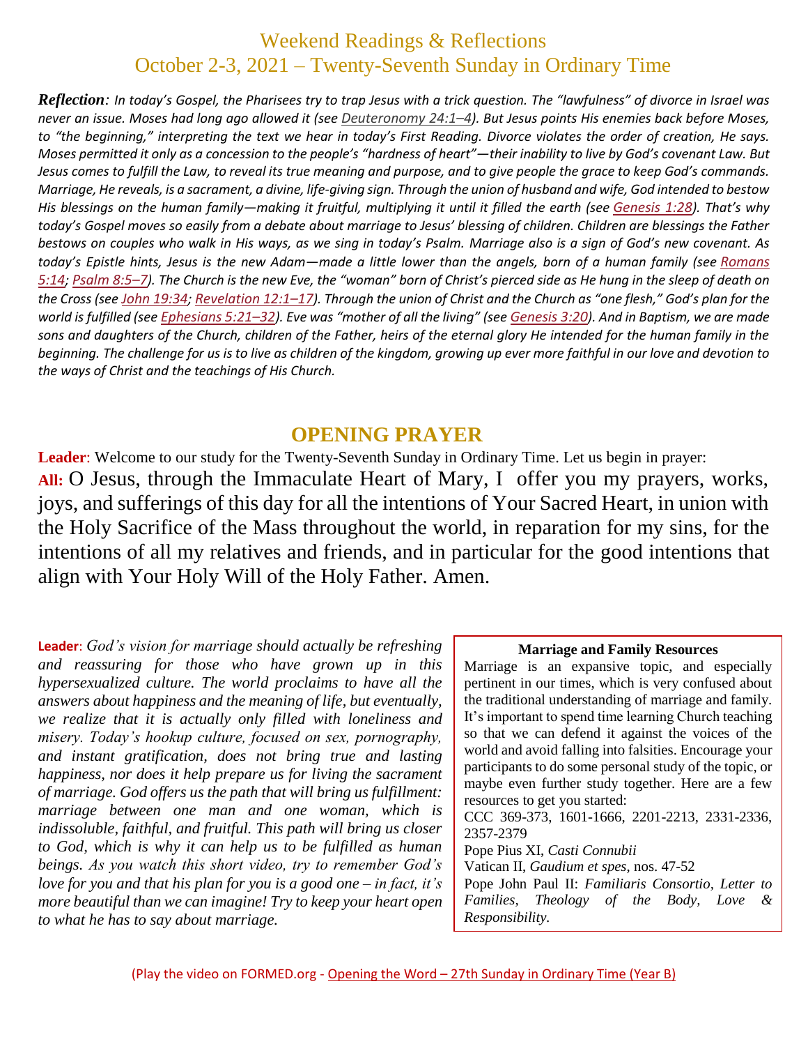# Weekend Readings & Reflections
## October 2-3, 2021 – Twenty-Seventh Sunday in Ordinary Time

***Reflection**: In today's Gospel, the Pharisees try to trap Jesus with a trick question. The "lawfulness" of divorce in Israel was never an issue. Moses had long ago allowed it (see Deuteronomy 24:1–4). But Jesus points His enemies back before Moses, to "the beginning," interpreting the text we hear in today's First Reading. Divorce violates the order of creation, He says. Moses permitted it only as a concession to the people's "hardness of heart"—their inability to live by God's covenant Law. But Jesus comes to fulfill the Law, to reveal its true meaning and purpose, and to give people the grace to keep God's commands. Marriage, He reveals, is a sacrament, a divine, life-giving sign. Through the union of husband and wife, God intended to bestow His blessings on the human family—making it fruitful, multiplying it until it filled the earth (see Genesis 1:28). That's why today's Gospel moves so easily from a debate about marriage to Jesus' blessing of children. Children are blessings the Father bestows on couples who walk in His ways, as we sing in today's Psalm. Marriage also is a sign of God's new covenant. As today's Epistle hints, Jesus is the new Adam—made a little lower than the angels, born of a human family (see Romans 5:14; Psalm 8:5–7). The Church is the new Eve, the "woman" born of Christ's pierced side as He hung in the sleep of death on the Cross (see John 19:34; Revelation 12:1–17). Through the union of Christ and the Church as "one flesh," God's plan for the world is fulfilled (see Ephesians 5:21–32). Eve was "mother of all the living" (see Genesis 3:20). And in Baptism, we are made sons and daughters of the Church, children of the Father, heirs of the eternal glory He intended for the human family in the beginning. The challenge for us is to live as children of the kingdom, growing up ever more faithful in our love and devotion to the ways of Christ and the teachings of His Church.*

## OPENING PRAYER

**Leader**: Welcome to our study for the Twenty-Seventh Sunday in Ordinary Time. Let us begin in prayer:

**All:** O Jesus, through the Immaculate Heart of Mary, I offer you my prayers, works, joys, and sufferings of this day for all the intentions of Your Sacred Heart, in union with the Holy Sacrifice of the Mass throughout the world, in reparation for my sins, for the intentions of all my relatives and friends, and in particular for the good intentions that align with Your Holy Will of the Holy Father. Amen.

**Leader**: *God's vision for marriage should actually be refreshing and reassuring for those who have grown up in this hypersexualized culture. The world proclaims to have all the answers about happiness and the meaning of life, but eventually, we realize that it is actually only filled with loneliness and misery. Today's hookup culture, focused on sex, pornography, and instant gratification, does not bring true and lasting happiness, nor does it help prepare us for living the sacrament of marriage. God offers us the path that will bring us fulfillment: marriage between one man and one woman, which is indissoluble, faithful, and fruitful. This path will bring us closer to God, which is why it can help us to be fulfilled as human beings. As you watch this short video, try to remember God's love for you and that his plan for you is a good one – in fact, it's more beautiful than we can imagine! Try to keep your heart open to what he has to say about marriage.*

**Marriage and Family Resources**

Marriage is an expansive topic, and especially pertinent in our times, which is very confused about the traditional understanding of marriage and family. It's important to spend time learning Church teaching so that we can defend it against the voices of the world and avoid falling into falsities. Encourage your participants to do some personal study of the topic, or maybe even further study together. Here are a few resources to get you started:

CCC 369-373, 1601-1666, 2201-2213, 2331-2336, 2357-2379

Pope Pius XI, *Casti Connubii*

Vatican II, *Gaudium et spes*, nos. 47-52

Pope John Paul II: *Familiaris Consortio*, *Letter to Families*, *Theology of the Body*, *Love & Responsibility*.

(Play the video on FORMED.org - Opening the Word – 27th Sunday in Ordinary Time (Year B)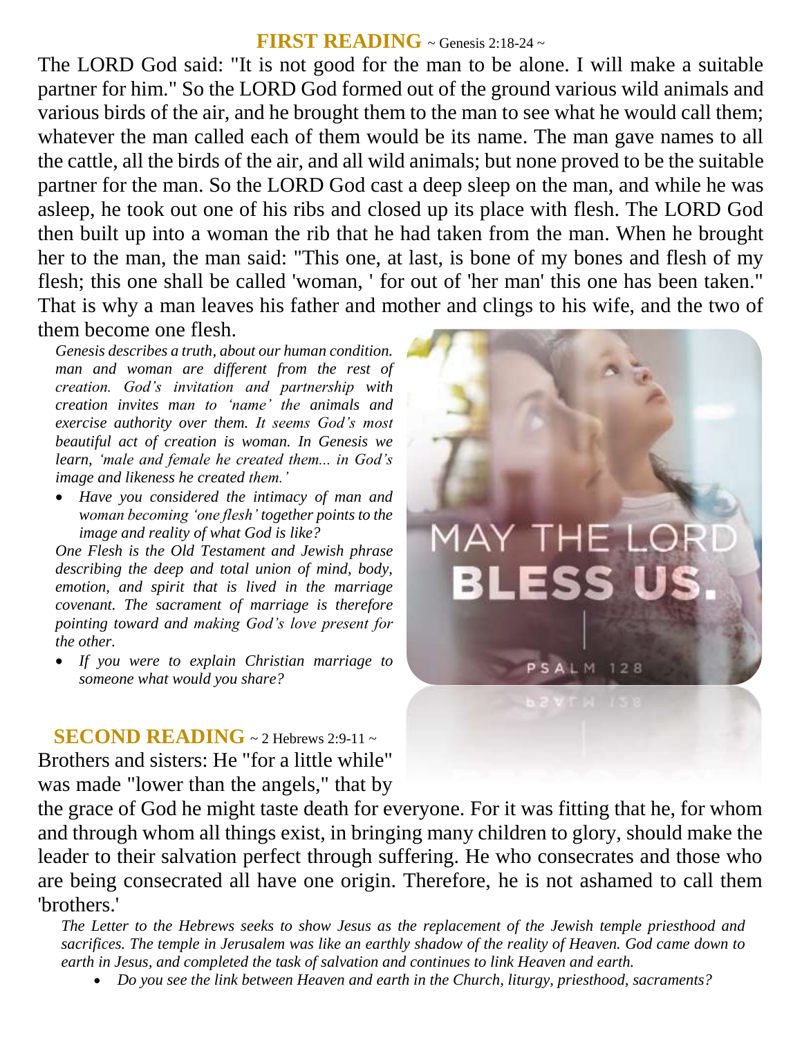## **FIRST READING** ~ Genesis 2:18-24 ~

The LORD God said: "It is not good for the man to be alone. I will make a suitable partner for him." So the LORD God formed out of the ground various wild animals and various birds of the air, and he brought them to the man to see what he would call them; whatever the man called each of them would be its name. The man gave names to all the cattle, all the birds of the air, and all wild animals; but none proved to be the suitable partner for the man. So the LORD God cast a deep sleep on the man, and while he was asleep, he took out one of his ribs and closed up its place with flesh. The LORD God then built up into a woman the rib that he had taken from the man. When he brought her to the man, the man said: "This one, at last, is bone of my bones and flesh of my flesh; this one shall be called 'woman, ' for out of 'her man' this one has been taken." That is why a man leaves his father and mother and clings to his wife, and the two of them become one flesh.

*Genesis describes a truth, about our human condition. man and woman are different from the rest of creation. God's invitation and partnership with creation invites man to 'name' the animals and exercise authority over them. It seems God's most beautiful act of creation is woman. In Genesis we learn, 'male and female he created them... in God's image and likeness he created them.'*

- *Have you considered the intimacy of man and woman becoming 'one flesh' together points to the image and reality of what God is like?*

*One Flesh is the Old Testament and Jewish phrase describing the deep and total union of mind, body, emotion, and spirit that is lived in the marriage covenant. The sacrament of marriage is therefore pointing toward and making God's love present for the other.*

- *If you were to explain Christian marriage to someone what would you share?*

MAY THE LORD BLESS US.

PSALM 128

## **SECOND READING** ~ 2 Hebrews 2:9-11 ~

Brothers and sisters: He "for a little while" was made "lower than the angels," that by the grace of God he might taste death for everyone. For it was fitting that he, for whom and through whom all things exist, in bringing many children to glory, should make the leader to their salvation perfect through suffering. He who consecrates and those who are being consecrated all have one origin. Therefore, he is not ashamed to call them 'brothers.'

*The Letter to the Hebrews seeks to show Jesus as the replacement of the Jewish temple priesthood and sacrifices. The temple in Jerusalem was like an earthly shadow of the reality of Heaven. God came down to earth in Jesus, and completed the task of salvation and continues to link Heaven and earth.*

- *Do you see the link between Heaven and earth in the Church, liturgy, priesthood, sacraments?*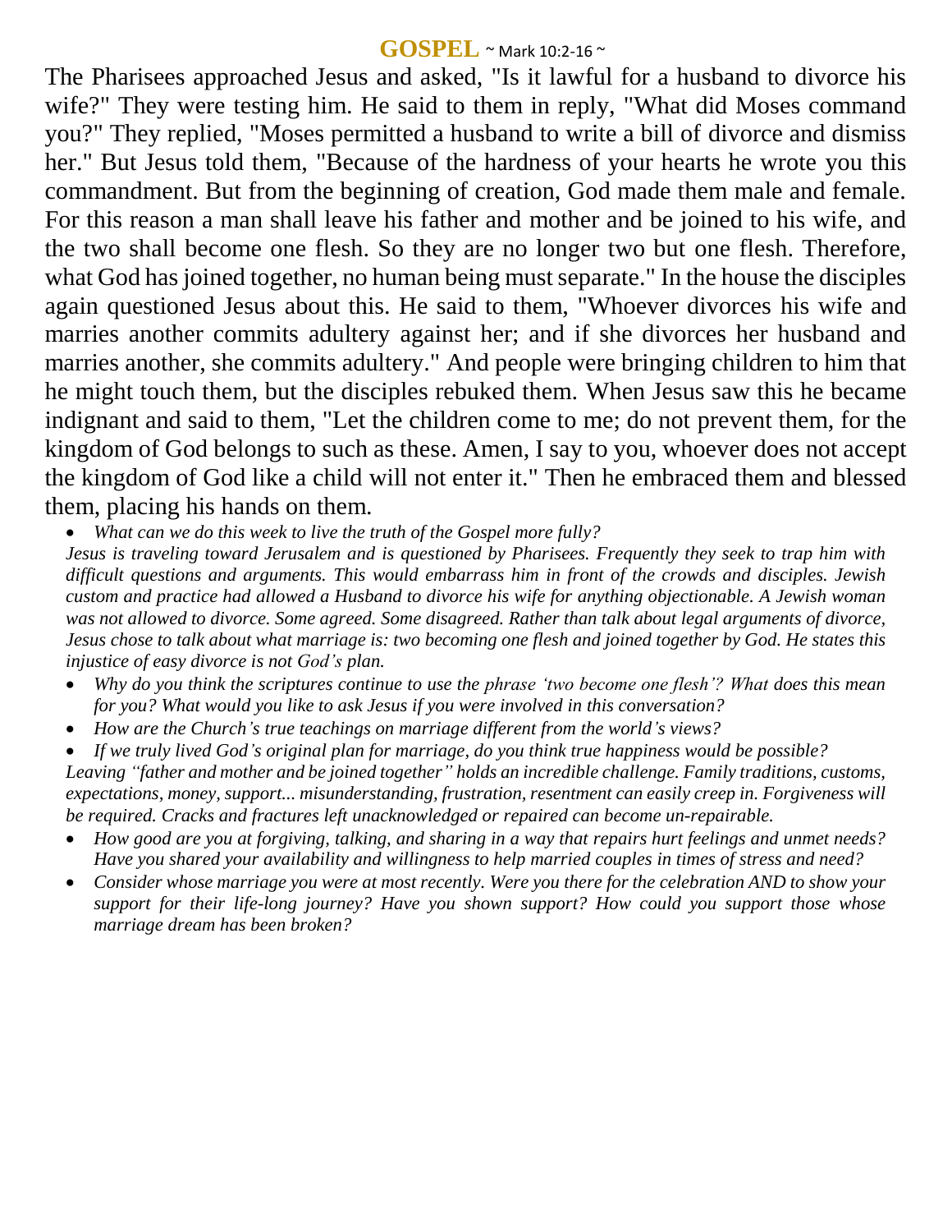## GOSPEL ~ Mark 10:2-16 ~

The Pharisees approached Jesus and asked, "Is it lawful for a husband to divorce his wife?" They were testing him. He said to them in reply, "What did Moses command you?" They replied, "Moses permitted a husband to write a bill of divorce and dismiss her." But Jesus told them, "Because of the hardness of your hearts he wrote you this commandment. But from the beginning of creation, God made them male and female. For this reason a man shall leave his father and mother and be joined to his wife, and the two shall become one flesh. So they are no longer two but one flesh. Therefore, what God has joined together, no human being must separate." In the house the disciples again questioned Jesus about this. He said to them, "Whoever divorces his wife and marries another commits adultery against her; and if she divorces her husband and marries another, she commits adultery." And people were bringing children to him that he might touch them, but the disciples rebuked them. When Jesus saw this he became indignant and said to them, "Let the children come to me; do not prevent them, for the kingdom of God belongs to such as these. Amen, I say to you, whoever does not accept the kingdom of God like a child will not enter it." Then he embraced them and blessed them, placing his hands on them.

- *What can we do this week to live the truth of the Gospel more fully?*

*Jesus is traveling toward Jerusalem and is questioned by Pharisees. Frequently they seek to trap him with difficult questions and arguments. This would embarrass him in front of the crowds and disciples. Jewish custom and practice had allowed a Husband to divorce his wife for anything objectionable. A Jewish woman was not allowed to divorce. Some agreed. Some disagreed. Rather than talk about legal arguments of divorce, Jesus chose to talk about what marriage is: two becoming one flesh and joined together by God. He states this injustice of easy divorce is not God's plan.*

- *Why do you think the scriptures continue to use the phrase 'two become one flesh'? What does this mean for you? What would you like to ask Jesus if you were involved in this conversation?*
- *How are the Church's true teachings on marriage different from the world's views?*
- *If we truly lived God's original plan for marriage, do you think true happiness would be possible?*

*Leaving "father and mother and be joined together" holds an incredible challenge. Family traditions, customs, expectations, money, support... misunderstanding, frustration, resentment can easily creep in. Forgiveness will be required. Cracks and fractures left unacknowledged or repaired can become un-repairable.*

- *How good are you at forgiving, talking, and sharing in a way that repairs hurt feelings and unmet needs? Have you shared your availability and willingness to help married couples in times of stress and need?*
- *Consider whose marriage you were at most recently. Were you there for the celebration AND to show your support for their life-long journey? Have you shown support? How could you support those whose marriage dream has been broken?*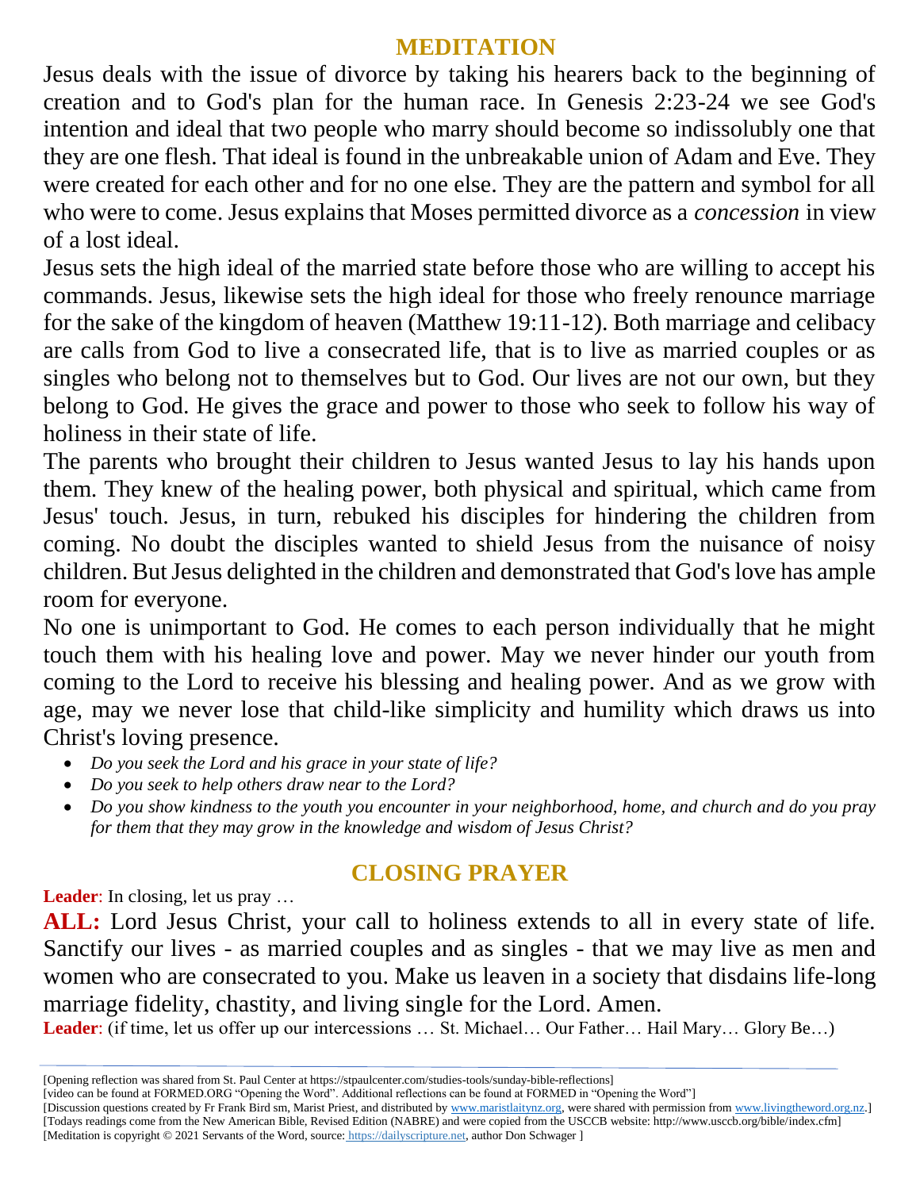## MEDITATION

Jesus deals with the issue of divorce by taking his hearers back to the beginning of creation and to God's plan for the human race. In Genesis 2:23-24 we see God's intention and ideal that two people who marry should become so indissolubly one that they are one flesh. That ideal is found in the unbreakable union of Adam and Eve. They were created for each other and for no one else. They are the pattern and symbol for all who were to come. Jesus explains that Moses permitted divorce as a *concession* in view of a lost ideal.

Jesus sets the high ideal of the married state before those who are willing to accept his commands. Jesus, likewise sets the high ideal for those who freely renounce marriage for the sake of the kingdom of heaven (Matthew 19:11-12). Both marriage and celibacy are calls from God to live a consecrated life, that is to live as married couples or as singles who belong not to themselves but to God. Our lives are not our own, but they belong to God. He gives the grace and power to those who seek to follow his way of holiness in their state of life.

The parents who brought their children to Jesus wanted Jesus to lay his hands upon them. They knew of the healing power, both physical and spiritual, which came from Jesus' touch. Jesus, in turn, rebuked his disciples for hindering the children from coming. No doubt the disciples wanted to shield Jesus from the nuisance of noisy children. But Jesus delighted in the children and demonstrated that God's love has ample room for everyone.

No one is unimportant to God. He comes to each person individually that he might touch them with his healing love and power. May we never hinder our youth from coming to the Lord to receive his blessing and healing power. And as we grow with age, may we never lose that child-like simplicity and humility which draws us into Christ's loving presence.

- *Do you seek the Lord and his grace in your state of life?*
- *Do you seek to help others draw near to the Lord?*
- *Do you show kindness to the youth you encounter in your neighborhood, home, and church and do you pray for them that they may grow in the knowledge and wisdom of Jesus Christ?*

## CLOSING PRAYER

**Leader**: In closing, let us pray …

**ALL:** Lord Jesus Christ, your call to holiness extends to all in every state of life. Sanctify our lives - as married couples and as singles - that we may live as men and women who are consecrated to you. Make us leaven in a society that disdains life-long marriage fidelity, chastity, and living single for the Lord. Amen.

**Leader**: (if time, let us offer up our intercessions … St. Michael… Our Father… Hail Mary… Glory Be…)

---

[Opening reflection was shared from St. Paul Center at https://stpaulcenter.com/studies-tools/sunday-bible-reflections]
[video can be found at FORMED.ORG "Opening the Word". Additional reflections can be found at FORMED in "Opening the Word"]
[Discussion questions created by Fr Frank Bird sm, Marist Priest, and distributed by www.maristlaitynz.org, were shared with permission from www.livingtheword.org.nz.]
[Todays readings come from the New American Bible, Revised Edition (NABRE) and were copied from the USCCB website: http://www.usccb.org/bible/index.cfm]
[Meditation is copyright © 2021 Servants of the Word, source: https://dailyscripture.net, author Don Schwager ]